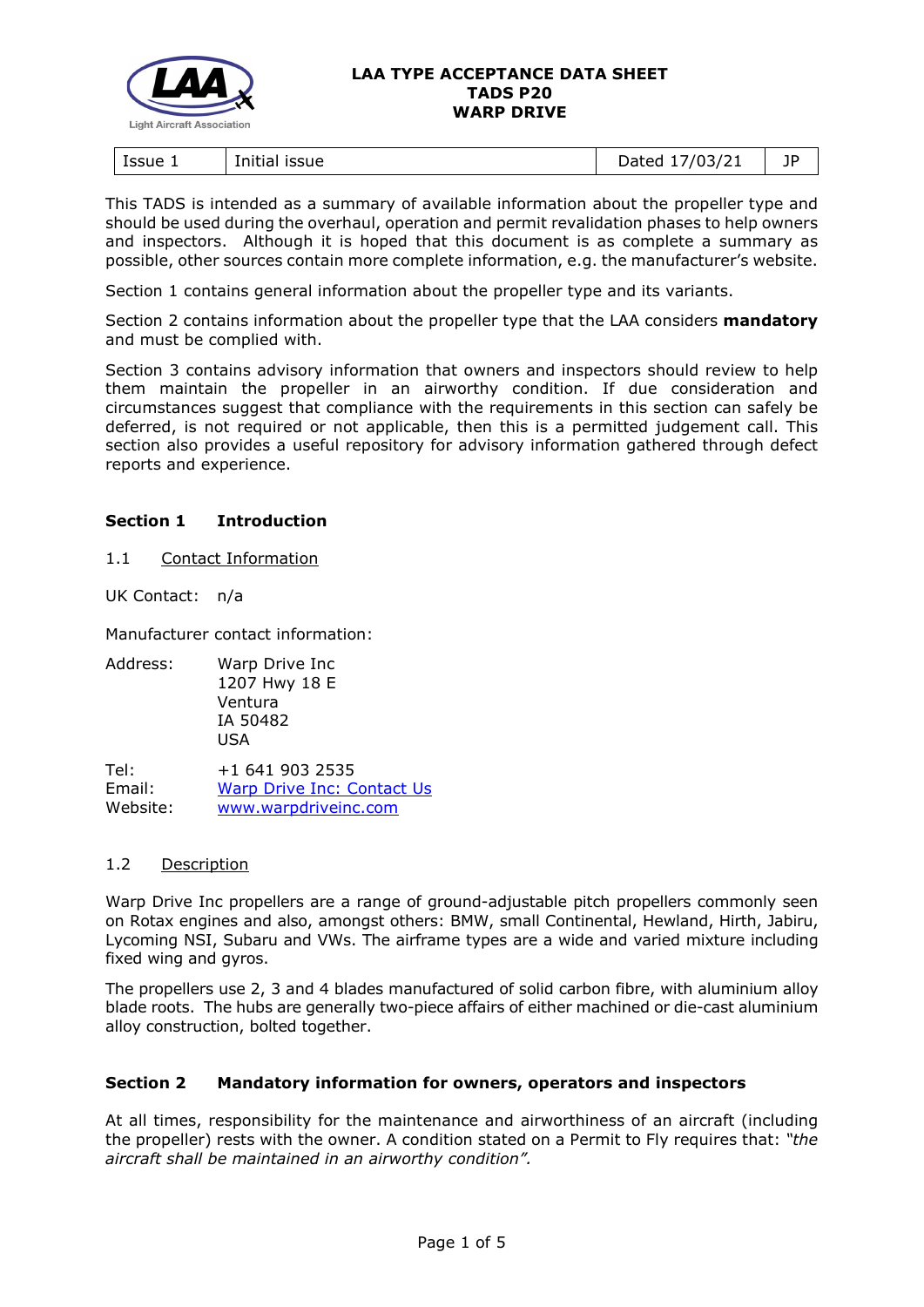# LAA TYPE ACCEPTANCE DATA SHEET
# TADS P20
# WARP DRIVE

| Issue 1 | Initial issue | Dated 17/03/21 | JP |
|---|---|---|---|

This TADS is intended as a summary of available information about the propeller type and should be used during the overhaul, operation and permit revalidation phases to help owners and inspectors. Although it is hoped that this document is as complete a summary as possible, other sources contain more complete information, e.g. the manufacturer's website.

Section 1 contains general information about the propeller type and its variants.

Section 2 contains information about the propeller type that the LAA considers **mandatory** and must be complied with.

Section 3 contains advisory information that owners and inspectors should review to help them maintain the propeller in an airworthy condition. If due consideration and circumstances suggest that compliance with the requirements in this section can safely be deferred, is not required or not applicable, then this is a permitted judgement call. This section also provides a useful repository for advisory information gathered through defect reports and experience.

## Section 1 Introduction

### 1.1 Contact Information

UK Contact: n/a

Manufacturer contact information:

Address:
Warp Drive Inc
1207 Hwy 18 E
Ventura
IA 50482
USA

Tel: +1 641 903 2535
Email: Warp Drive Inc: Contact Us
Website: www.warpdriveinc.com

### 1.2 Description

Warp Drive Inc propellers are a range of ground-adjustable pitch propellers commonly seen on Rotax engines and also, amongst others: BMW, small Continental, Hewland, Hirth, Jabiru, Lycoming NSI, Subaru and VWs. The airframe types are a wide and varied mixture including fixed wing and gyros.

The propellers use 2, 3 and 4 blades manufactured of solid carbon fibre, with aluminium alloy blade roots. The hubs are generally two-piece affairs of either machined or die-cast aluminium alloy construction, bolted together.

## Section 2 Mandatory information for owners, operators and inspectors

At all times, responsibility for the maintenance and airworthiness of an aircraft (including the propeller) rests with the owner. A condition stated on a Permit to Fly requires that: *"the aircraft shall be maintained in an airworthy condition".*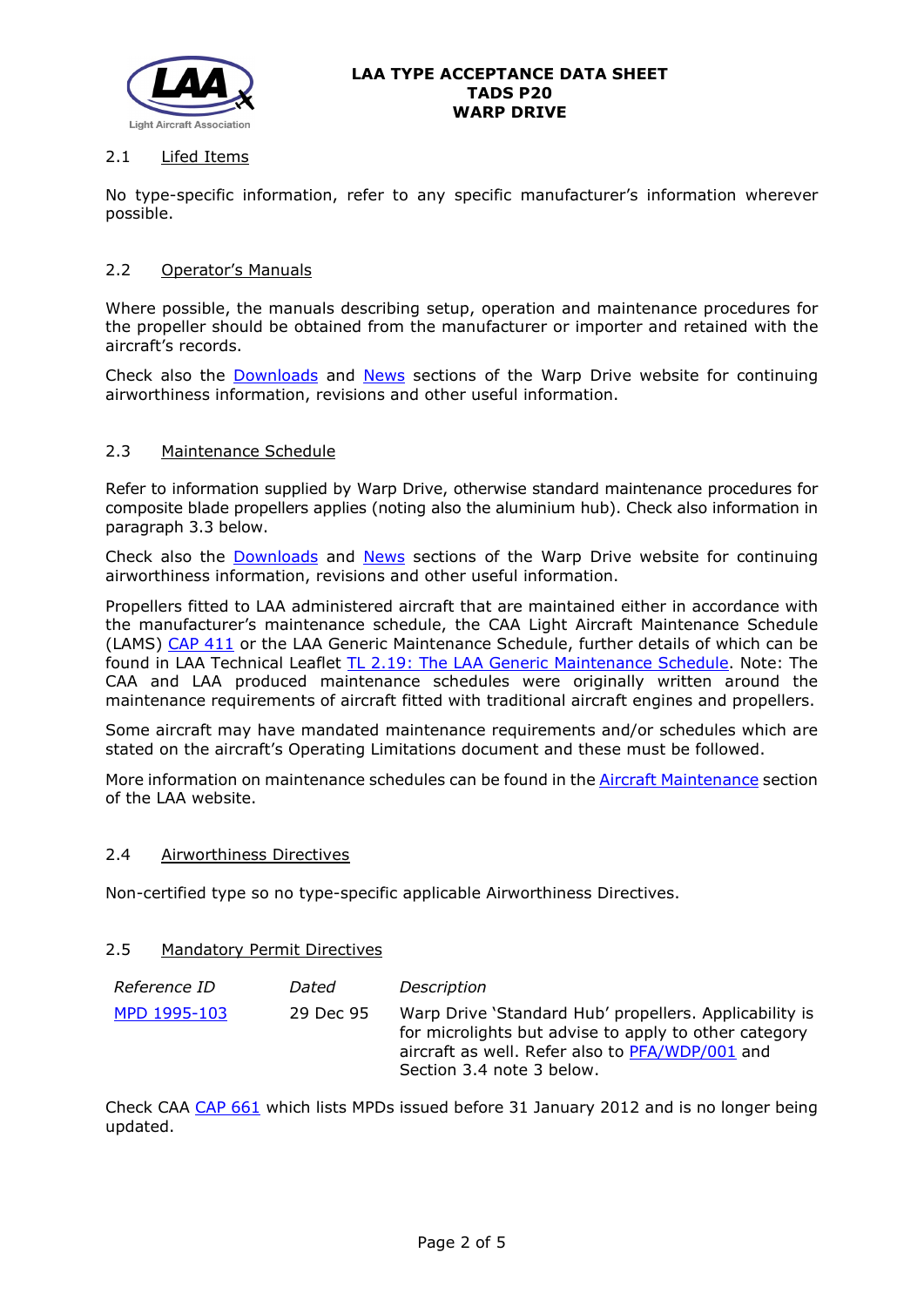### 2.1 Lifed Items

No type-specific information, refer to any specific manufacturer's information wherever possible.

### 2.2 Operator's Manuals

Where possible, the manuals describing setup, operation and maintenance procedures for the propeller should be obtained from the manufacturer or importer and retained with the aircraft's records.

Check also the Downloads and News sections of the Warp Drive website for continuing airworthiness information, revisions and other useful information.

### 2.3 Maintenance Schedule

Refer to information supplied by Warp Drive, otherwise standard maintenance procedures for composite blade propellers applies (noting also the aluminium hub). Check also information in paragraph 3.3 below.

Check also the Downloads and News sections of the Warp Drive website for continuing airworthiness information, revisions and other useful information.

Propellers fitted to LAA administered aircraft that are maintained either in accordance with the manufacturer's maintenance schedule, the CAA Light Aircraft Maintenance Schedule (LAMS) CAP 411 or the LAA Generic Maintenance Schedule, further details of which can be found in LAA Technical Leaflet TL 2.19: The LAA Generic Maintenance Schedule. Note: The CAA and LAA produced maintenance schedules were originally written around the maintenance requirements of aircraft fitted with traditional aircraft engines and propellers.

Some aircraft may have mandated maintenance requirements and/or schedules which are stated on the aircraft's Operating Limitations document and these must be followed.

More information on maintenance schedules can be found in the Aircraft Maintenance section of the LAA website.

### 2.4 Airworthiness Directives

Non-certified type so no type-specific applicable Airworthiness Directives.

### 2.5 Mandatory Permit Directives

| *Reference ID* | *Dated* | *Description* |
|---|---|---|
| MPD 1995-103 | 29 Dec 95 | Warp Drive 'Standard Hub' propellers. Applicability is for microlights but advise to apply to other category aircraft as well. Refer also to PFA/WDP/001 and Section 3.4 note 3 below. |

Check CAA CAP 661 which lists MPDs issued before 31 January 2012 and is no longer being updated.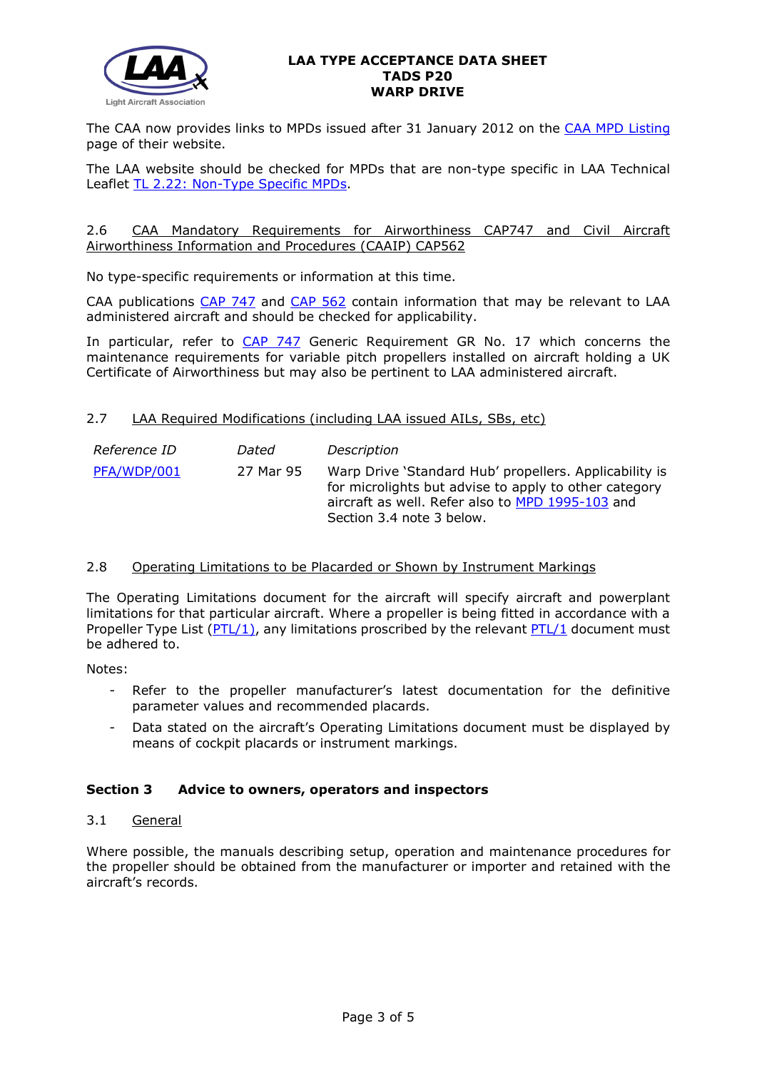The CAA now provides links to MPDs issued after 31 January 2012 on the CAA MPD Listing page of their website.

The LAA website should be checked for MPDs that are non-type specific in LAA Technical Leaflet TL 2.22: Non-Type Specific MPDs.

### 2.6 CAA Mandatory Requirements for Airworthiness CAP747 and Civil Aircraft Airworthiness Information and Procedures (CAAIP) CAP562

No type-specific requirements or information at this time.

CAA publications CAP 747 and CAP 562 contain information that may be relevant to LAA administered aircraft and should be checked for applicability.

In particular, refer to CAP 747 Generic Requirement GR No. 17 which concerns the maintenance requirements for variable pitch propellers installed on aircraft holding a UK Certificate of Airworthiness but may also be pertinent to LAA administered aircraft.

### 2.7 LAA Required Modifications (including LAA issued AILs, SBs, etc)

| *Reference ID* | *Dated* | *Description* |
|---|---|---|
| PFA/WDP/001 | 27 Mar 95 | Warp Drive 'Standard Hub' propellers. Applicability is for microlights but advise to apply to other category aircraft as well. Refer also to MPD 1995-103 and Section 3.4 note 3 below. |

### 2.8 Operating Limitations to be Placarded or Shown by Instrument Markings

The Operating Limitations document for the aircraft will specify aircraft and powerplant limitations for that particular aircraft. Where a propeller is being fitted in accordance with a Propeller Type List (PTL/1), any limitations proscribed by the relevant PTL/1 document must be adhered to.

Notes:

- Refer to the propeller manufacturer's latest documentation for the definitive parameter values and recommended placards.
- Data stated on the aircraft's Operating Limitations document must be displayed by means of cockpit placards or instrument markings.

## Section 3 Advice to owners, operators and inspectors

### 3.1 General

Where possible, the manuals describing setup, operation and maintenance procedures for the propeller should be obtained from the manufacturer or importer and retained with the aircraft's records.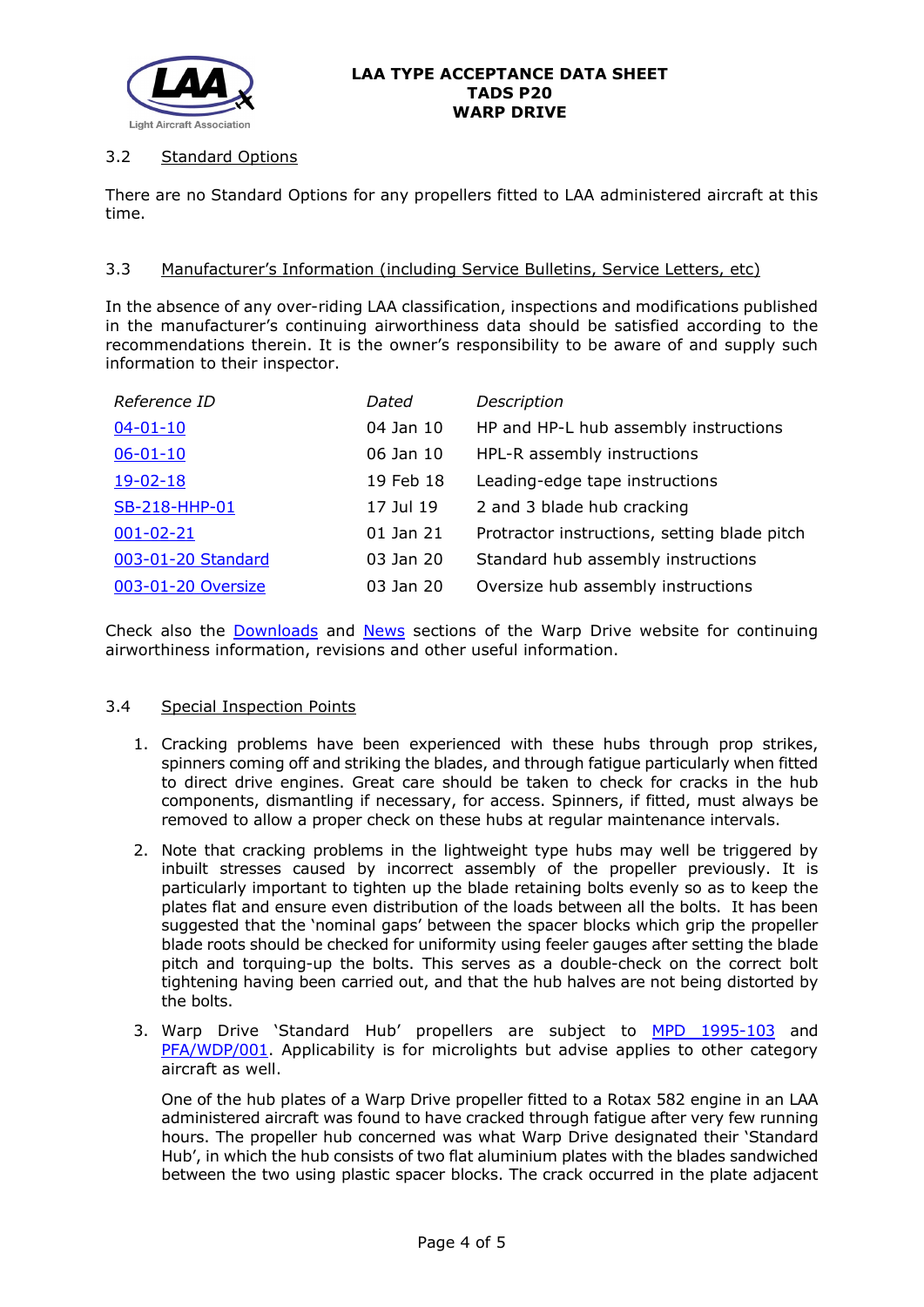### 3.2 Standard Options

There are no Standard Options for any propellers fitted to LAA administered aircraft at this time.

### 3.3 Manufacturer's Information (including Service Bulletins, Service Letters, etc)

In the absence of any over-riding LAA classification, inspections and modifications published in the manufacturer's continuing airworthiness data should be satisfied according to the recommendations therein. It is the owner's responsibility to be aware of and supply such information to their inspector.

| *Reference ID* | *Dated* | *Description* |
|---|---|---|
| 04-01-10 | 04 Jan 10 | HP and HP-L hub assembly instructions |
| 06-01-10 | 06 Jan 10 | HPL-R assembly instructions |
| 19-02-18 | 19 Feb 18 | Leading-edge tape instructions |
| SB-218-HHP-01 | 17 Jul 19 | 2 and 3 blade hub cracking |
| 001-02-21 | 01 Jan 21 | Protractor instructions, setting blade pitch |
| 003-01-20 Standard | 03 Jan 20 | Standard hub assembly instructions |
| 003-01-20 Oversize | 03 Jan 20 | Oversize hub assembly instructions |

Check also the Downloads and News sections of the Warp Drive website for continuing airworthiness information, revisions and other useful information.

### 3.4 Special Inspection Points

1. Cracking problems have been experienced with these hubs through prop strikes, spinners coming off and striking the blades, and through fatigue particularly when fitted to direct drive engines. Great care should be taken to check for cracks in the hub components, dismantling if necessary, for access. Spinners, if fitted, must always be removed to allow a proper check on these hubs at regular maintenance intervals.

2. Note that cracking problems in the lightweight type hubs may well be triggered by inbuilt stresses caused by incorrect assembly of the propeller previously. It is particularly important to tighten up the blade retaining bolts evenly so as to keep the plates flat and ensure even distribution of the loads between all the bolts. It has been suggested that the 'nominal gaps' between the spacer blocks which grip the propeller blade roots should be checked for uniformity using feeler gauges after setting the blade pitch and torquing-up the bolts. This serves as a double-check on the correct bolt tightening having been carried out, and that the hub halves are not being distorted by the bolts.

3. Warp Drive 'Standard Hub' propellers are subject to MPD 1995-103 and PFA/WDP/001. Applicability is for microlights but advise applies to other category aircraft as well.

   One of the hub plates of a Warp Drive propeller fitted to a Rotax 582 engine in an LAA administered aircraft was found to have cracked through fatigue after very few running hours. The propeller hub concerned was what Warp Drive designated their 'Standard Hub', in which the hub consists of two flat aluminium plates with the blades sandwiched between the two using plastic spacer blocks. The crack occurred in the plate adjacent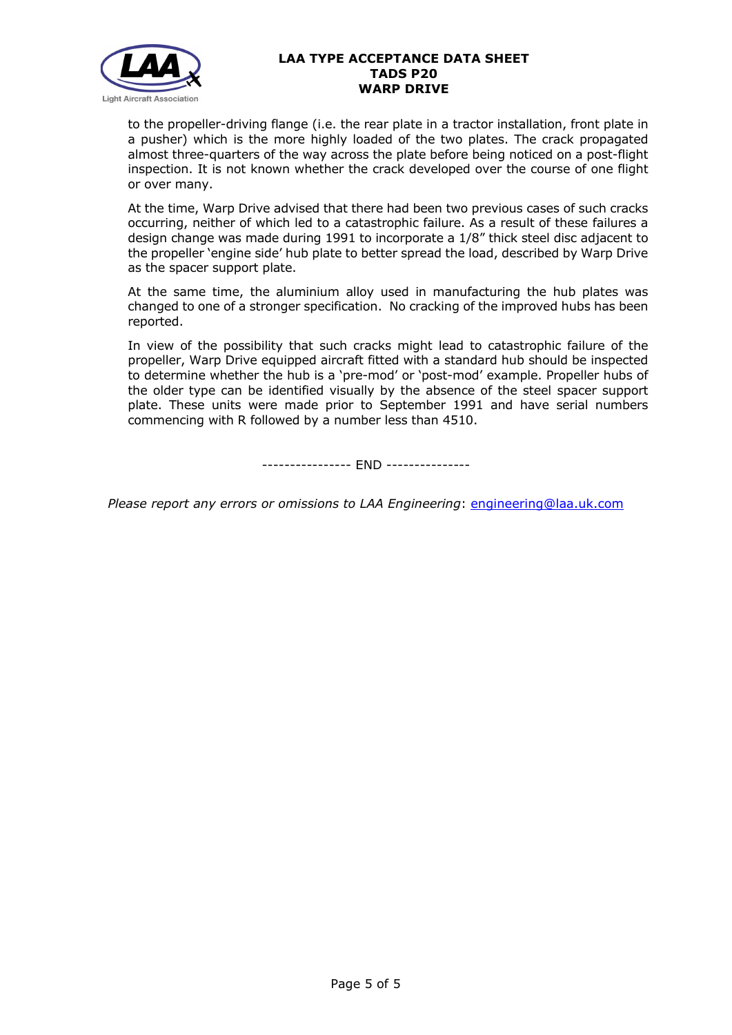to the propeller-driving flange (i.e. the rear plate in a tractor installation, front plate in a pusher) which is the more highly loaded of the two plates. The crack propagated almost three-quarters of the way across the plate before being noticed on a post-flight inspection. It is not known whether the crack developed over the course of one flight or over many.

At the time, Warp Drive advised that there had been two previous cases of such cracks occurring, neither of which led to a catastrophic failure. As a result of these failures a design change was made during 1991 to incorporate a 1/8" thick steel disc adjacent to the propeller 'engine side' hub plate to better spread the load, described by Warp Drive as the spacer support plate.

At the same time, the aluminium alloy used in manufacturing the hub plates was changed to one of a stronger specification. No cracking of the improved hubs has been reported.

In view of the possibility that such cracks might lead to catastrophic failure of the propeller, Warp Drive equipped aircraft fitted with a standard hub should be inspected to determine whether the hub is a 'pre-mod' or 'post-mod' example. Propeller hubs of the older type can be identified visually by the absence of the steel spacer support plate. These units were made prior to September 1991 and have serial numbers commencing with R followed by a number less than 4510.

---------------- END ---------------

*Please report any errors or omissions to LAA Engineering*: engineering@laa.uk.com